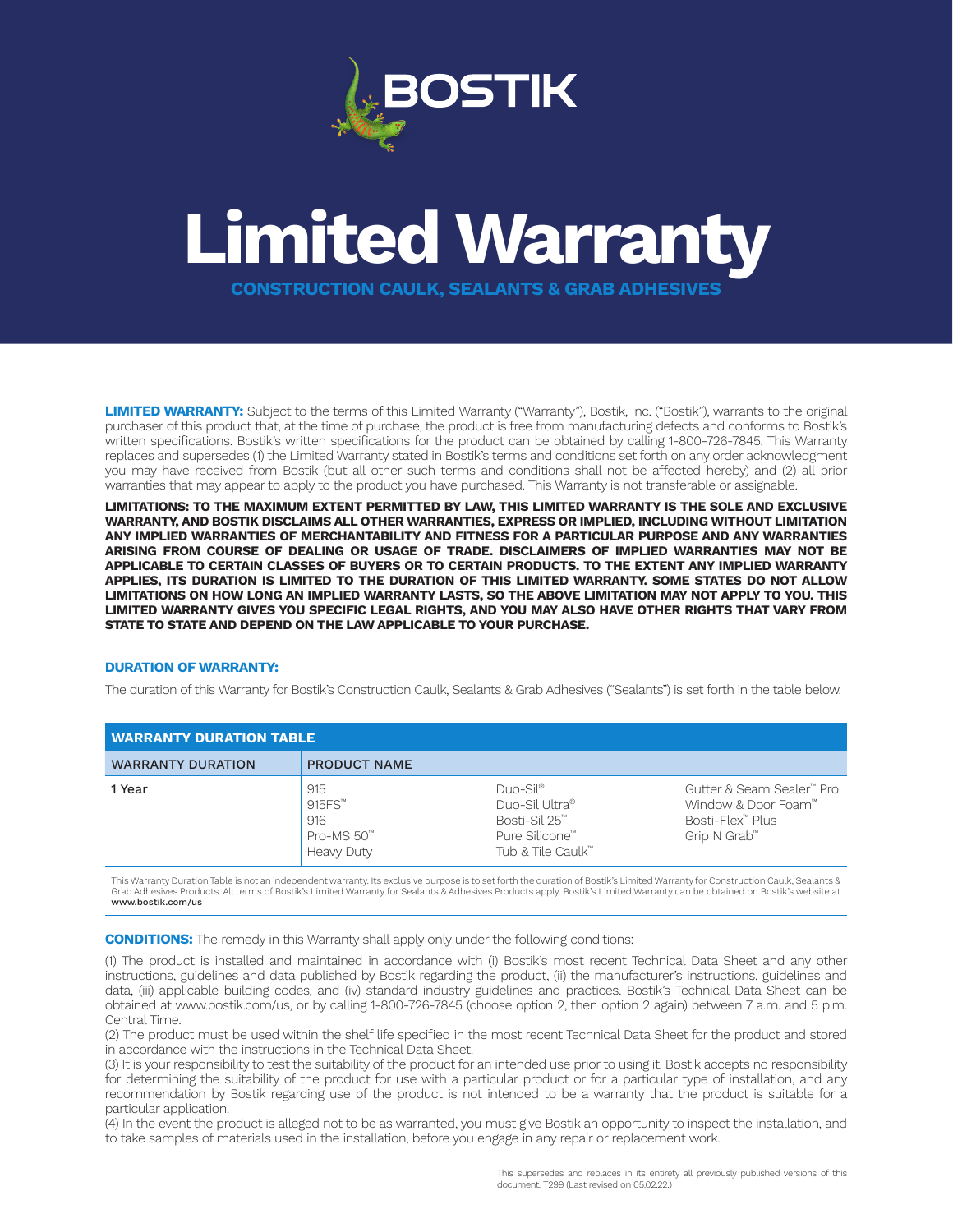BOSTIK

# Limited Warranty

## CONSTRUCTION CAULK, SEALANTS & GRAB ADHESIVES

**LIMITED WARRANTY:** Subject to the terms of this Limited Warranty ("Warranty"), Bostik, Inc. ("Bostik"), warrants to the original purchaser of this product that, at the time of purchase, the product is free from manufacturing defects and conforms to Bostik's written specifications. Bostik's written specifications for the product can be obtained by calling 1-800-726-7845. This Warranty replaces and supersedes (1) the Limited Warranty stated in Bostik's terms and conditions set forth on any order acknowledgment you may have received from Bostik (but all other such terms and conditions shall not be affected hereby) and (2) all prior warranties that may appear to apply to the product you have purchased. This Warranty is not transferable or assignable.

**LIMITATIONS: TO THE MAXIMUM EXTENT PERMITTED BY LAW, THIS LIMITED WARRANTY IS THE SOLE AND EXCLUSIVE WARRANTY, AND BOSTIK DISCLAIMS ALL OTHER WARRANTIES, EXPRESS OR IMPLIED, INCLUDING WITHOUT LIMITATION ANY IMPLIED WARRANTIES OF MERCHANTABILITY AND FITNESS FOR A PARTICULAR PURPOSE AND ANY WARRANTIES ARISING FROM COURSE OF DEALING OR USAGE OF TRADE. DISCLAIMERS OF IMPLIED WARRANTIES MAY NOT BE APPLICABLE TO CERTAIN CLASSES OF BUYERS OR TO CERTAIN PRODUCTS. TO THE EXTENT ANY IMPLIED WARRANTY APPLIES, ITS DURATION IS LIMITED TO THE DURATION OF THIS LIMITED WARRANTY. SOME STATES DO NOT ALLOW LIMITATIONS ON HOW LONG AN IMPLIED WARRANTY LASTS, SO THE ABOVE LIMITATION MAY NOT APPLY TO YOU. THIS LIMITED WARRANTY GIVES YOU SPECIFIC LEGAL RIGHTS, AND YOU MAY ALSO HAVE OTHER RIGHTS THAT VARY FROM STATE TO STATE AND DEPEND ON THE LAW APPLICABLE TO YOUR PURCHASE.**

### DURATION OF WARRANTY:

The duration of this Warranty for Bostik's Construction Caulk, Sealants & Grab Adhesives ("Sealants") is set forth in the table below.

**WARRANTY DURATION TABLE**

| WARRANTY DURATION | PRODUCT NAME | | |
|---|---|---|---|
| **1 Year** | 915<br>915FS™<br>916<br>Pro-MS 50™<br>Heavy Duty | Duo-Sil®<br>Duo-Sil Ultra®<br>Bosti-Sil 25™<br>Pure Silicone™<br>Tub & Tile Caulk™ | Gutter & Seam Sealer™ Pro<br>Window & Door Foam™<br>Bosti-Flex™ Plus<br>Grip N Grab™ |

This Warranty Duration Table is not an independent warranty. Its exclusive purpose is to set forth the duration of Bostik's Limited Warranty for Construction Caulk, Sealants & Grab Adhesives Products. All terms of Bostik's Limited Warranty for Sealants & Adhesives Products apply. Bostik's Limited Warranty can be obtained on Bostik's website at www.bostik.com/us

**CONDITIONS:** The remedy in this Warranty shall apply only under the following conditions:

(1) The product is installed and maintained in accordance with (i) Bostik's most recent Technical Data Sheet and any other instructions, guidelines and data published by Bostik regarding the product, (ii) the manufacturer's instructions, guidelines and data, (iii) applicable building codes, and (iv) standard industry guidelines and practices. Bostik's Technical Data Sheet can be obtained at www.bostik.com/us, or by calling 1-800-726-7845 (choose option 2, then option 2 again) between 7 a.m. and 5 p.m. Central Time.

(2) The product must be used within the shelf life specified in the most recent Technical Data Sheet for the product and stored in accordance with the instructions in the Technical Data Sheet.

(3) It is your responsibility to test the suitability of the product for an intended use prior to using it. Bostik accepts no responsibility for determining the suitability of the product for use with a particular product or for a particular type of installation, and any recommendation by Bostik regarding use of the product is not intended to be a warranty that the product is suitable for a particular application.

(4) In the event the product is alleged not to be as warranted, you must give Bostik an opportunity to inspect the installation, and to take samples of materials used in the installation, before you engage in any repair or replacement work.

This supersedes and replaces in its entirety all previously published versions of this document. T299 (Last revised on 05.02.22.)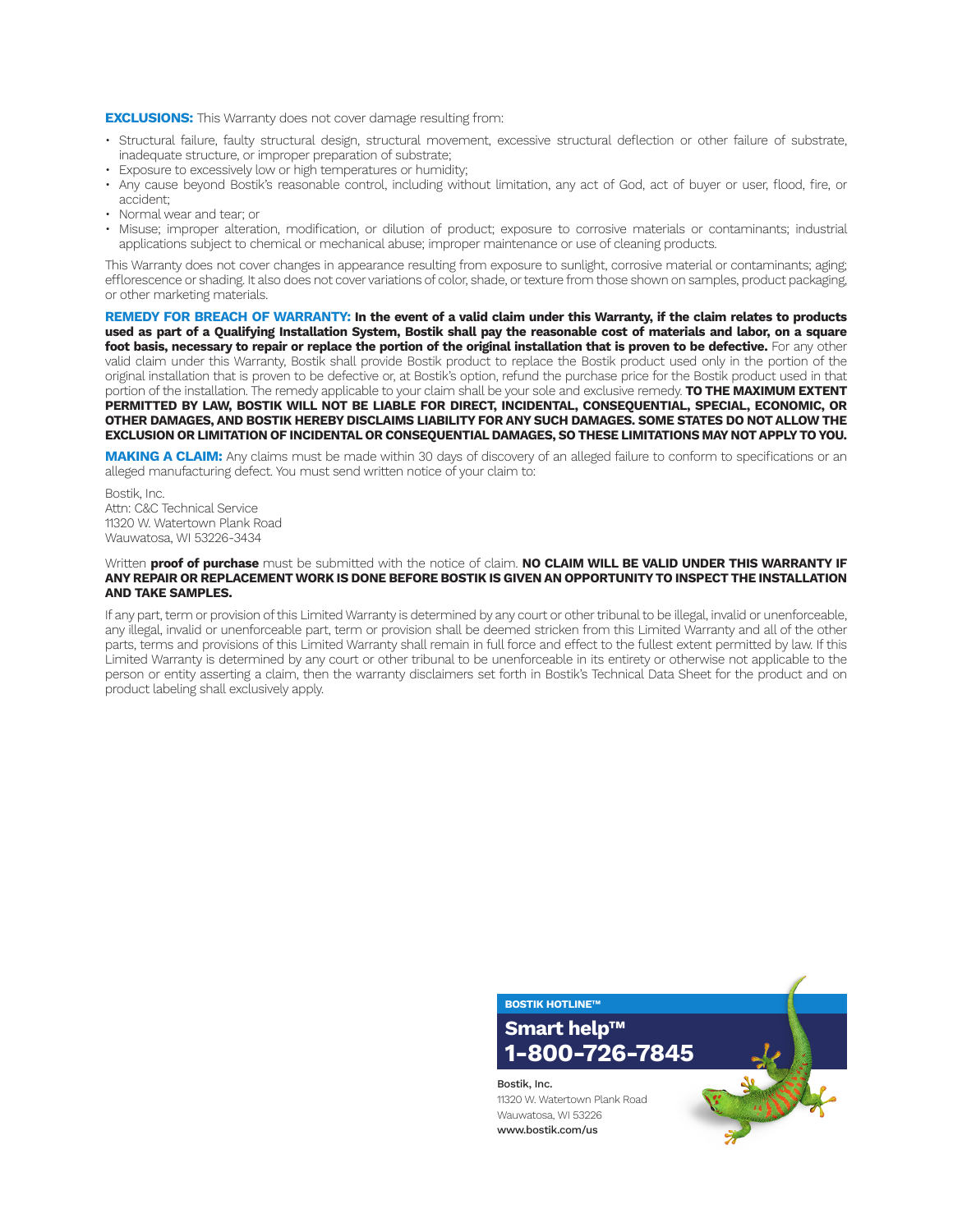**EXCLUSIONS:** This Warranty does not cover damage resulting from:

- Structural failure, faulty structural design, structural movement, excessive structural deflection or other failure of substrate, inadequate structure, or improper preparation of substrate;
- Exposure to excessively low or high temperatures or humidity;
- Any cause beyond Bostik's reasonable control, including without limitation, any act of God, act of buyer or user, flood, fire, or accident;
- Normal wear and tear; or
- Misuse; improper alteration, modification, or dilution of product; exposure to corrosive materials or contaminants; industrial applications subject to chemical or mechanical abuse; improper maintenance or use of cleaning products.

This Warranty does not cover changes in appearance resulting from exposure to sunlight, corrosive material or contaminants; aging; efflorescence or shading. It also does not cover variations of color, shade, or texture from those shown on samples, product packaging, or other marketing materials.

**REMEDY FOR BREACH OF WARRANTY:** **In the event of a valid claim under this Warranty, if the claim relates to products used as part of a Qualifying Installation System, Bostik shall pay the reasonable cost of materials and labor, on a square foot basis, necessary to repair or replace the portion of the original installation that is proven to be defective.** For any other valid claim under this Warranty, Bostik shall provide Bostik product to replace the Bostik product used only in the portion of the original installation that is proven to be defective or, at Bostik's option, refund the purchase price for the Bostik product used in that portion of the installation. The remedy applicable to your claim shall be your sole and exclusive remedy. **TO THE MAXIMUM EXTENT PERMITTED BY LAW, BOSTIK WILL NOT BE LIABLE FOR DIRECT, INCIDENTAL, CONSEQUENTIAL, SPECIAL, ECONOMIC, OR OTHER DAMAGES, AND BOSTIK HEREBY DISCLAIMS LIABILITY FOR ANY SUCH DAMAGES. SOME STATES DO NOT ALLOW THE EXCLUSION OR LIMITATION OF INCIDENTAL OR CONSEQUENTIAL DAMAGES, SO THESE LIMITATIONS MAY NOT APPLY TO YOU.**

**MAKING A CLAIM:** Any claims must be made within 30 days of discovery of an alleged failure to conform to specifications or an alleged manufacturing defect. You must send written notice of your claim to:

Bostik, Inc.
Attn: C&C Technical Service
11320 W. Watertown Plank Road
Wauwatosa, WI 53226-3434

Written **proof of purchase** must be submitted with the notice of claim. **NO CLAIM WILL BE VALID UNDER THIS WARRANTY IF ANY REPAIR OR REPLACEMENT WORK IS DONE BEFORE BOSTIK IS GIVEN AN OPPORTUNITY TO INSPECT THE INSTALLATION AND TAKE SAMPLES.**

If any part, term or provision of this Limited Warranty is determined by any court or other tribunal to be illegal, invalid or unenforceable, any illegal, invalid or unenforceable part, term or provision shall be deemed stricken from this Limited Warranty and all of the other parts, terms and provisions of this Limited Warranty shall remain in full force and effect to the fullest extent permitted by law. If this Limited Warranty is determined by any court or other tribunal to be unenforceable in its entirety or otherwise not applicable to the person or entity asserting a claim, then the warranty disclaimers set forth in Bostik's Technical Data Sheet for the product and on product labeling shall exclusively apply.

**BOSTIK HOTLINE™**

**Smart help™**
**1-800-726-7845**

**Bostik, Inc.**
11320 W. Watertown Plank Road
Wauwatosa, WI 53226
www.bostik.com/us